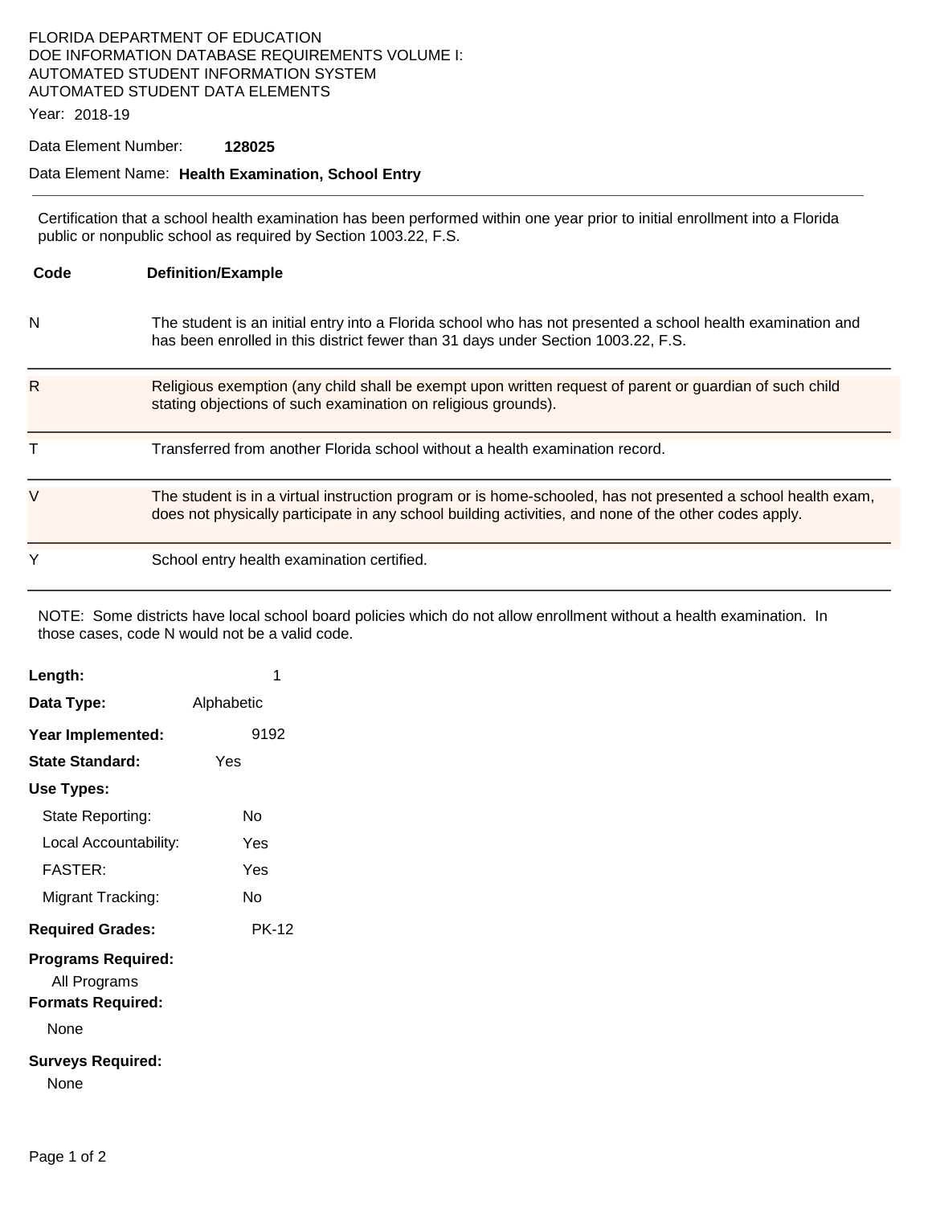FLORIDA DEPARTMENT OF EDUCATION
DOE INFORMATION DATABASE REQUIREMENTS VOLUME I:
AUTOMATED STUDENT INFORMATION SYSTEM
AUTOMATED STUDENT DATA ELEMENTS

Year: 2018-19

Data Element Number: **128025**

Data Element Name: **Health Examination, School Entry**

---

Certification that a school health examination has been performed within one year prior to initial enrollment into a Florida public or nonpublic school as required by Section 1003.22, F.S.

| Code | Definition/Example |
|---|---|
| N | The student is an initial entry into a Florida school who has not presented a school health examination and has been enrolled in this district fewer than 31 days under Section 1003.22, F.S. |
| R | Religious exemption (any child shall be exempt upon written request of parent or guardian of such child stating objections of such examination on religious grounds). |
| T | Transferred from another Florida school without a health examination record. |
| V | The student is in a virtual instruction program or is home-schooled, has not presented a school health exam, does not physically participate in any school building activities, and none of the other codes apply. |
| Y | School entry health examination certified. |

NOTE: Some districts have local school board policies which do not allow enrollment without a health examination. In those cases, code N would not be a valid code.

**Length:** 1

**Data Type:** Alphabetic

**Year Implemented:** 9192

**State Standard:** Yes

**Use Types:**

- State Reporting: No
- Local Accountability: Yes
- FASTER: Yes
- Migrant Tracking: No

**Required Grades:** PK-12

**Programs Required:**

All Programs

**Formats Required:**

None

**Surveys Required:**

None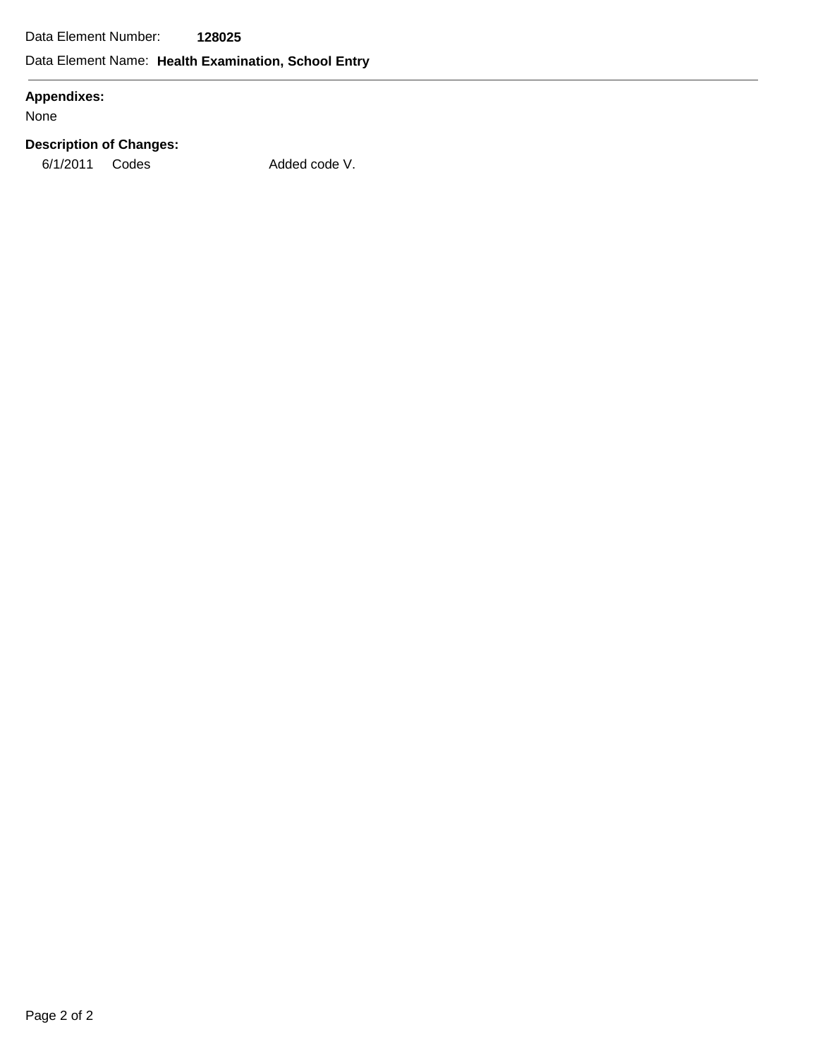Data Element Number: **128025**

Data Element Name: **Health Examination, School Entry**

---

**Appendixes:**

None

**Description of Changes:**

| | | |
|---|---|---|
| 6/1/2011 | Codes | Added code V. |